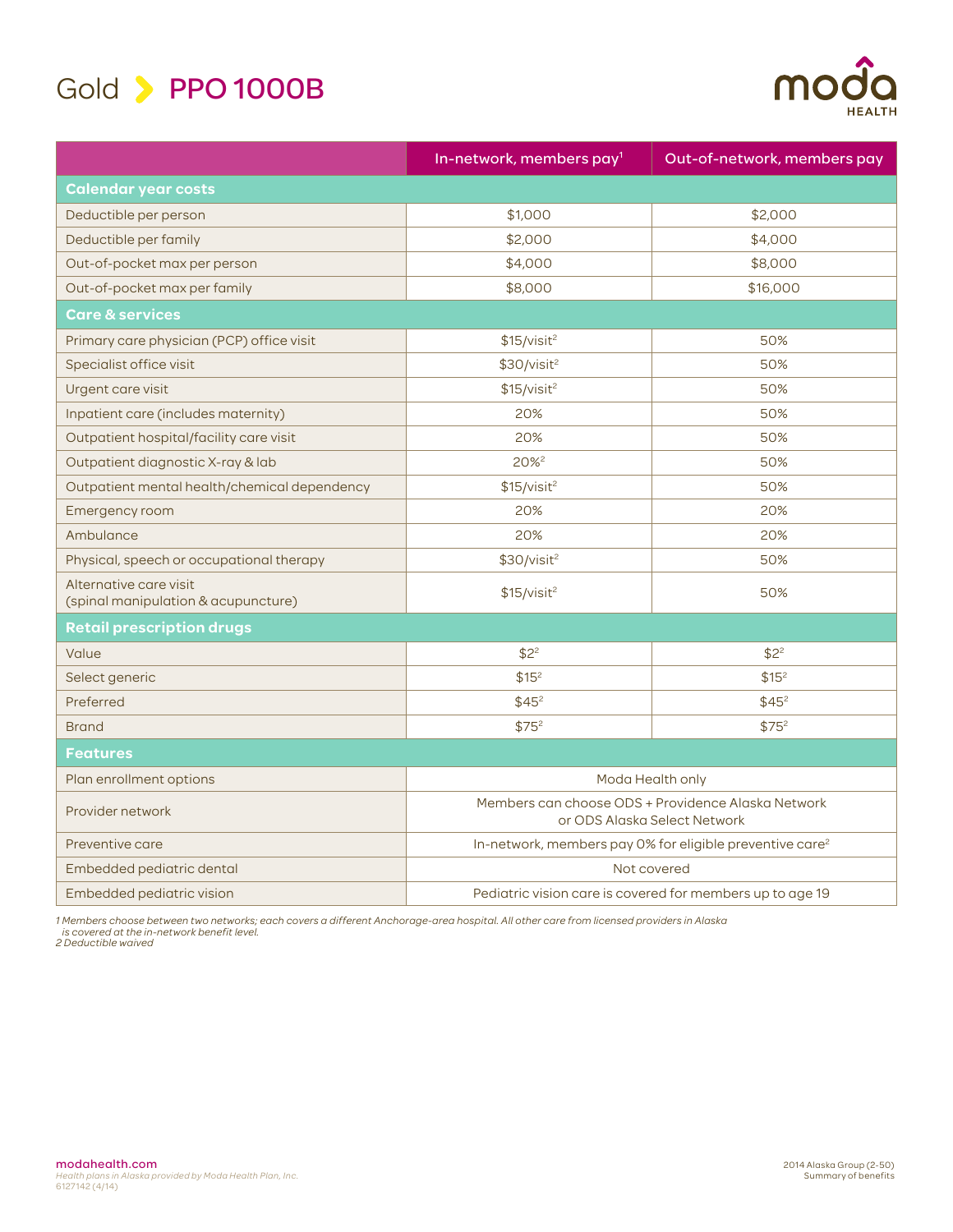# Gold > PPO 1000B

| | In-network, members pay[1] | Out-of-network, members pay |
|---|---|---|
| **Calendar year costs** | | |
| Deductible per person | $1,000 | $2,000 |
| Deductible per family | $2,000 | $4,000 |
| Out-of-pocket max per person | $4,000 | $8,000 |
| Out-of-pocket max per family | $8,000 | $16,000 |
| **Care & services** | | |
| Primary care physician (PCP) office visit | $15/visit[2] | 50% |
| Specialist office visit | $30/visit[2] | 50% |
| Urgent care visit | $15/visit[2] | 50% |
| Inpatient care (includes maternity) | 20% | 50% |
| Outpatient hospital/facility care visit | 20% | 50% |
| Outpatient diagnostic X-ray & lab | 20%[2] | 50% |
| Outpatient mental health/chemical dependency | $15/visit[2] | 50% |
| Emergency room | 20% | 20% |
| Ambulance | 20% | 20% |
| Physical, speech or occupational therapy | $30/visit[2] | 50% |
| Alternative care visit (spinal manipulation & acupuncture) | $15/visit[2] | 50% |
| **Retail prescription drugs** | | |
| Value | $2[2] | $2[2] |
| Select generic | $15[2] | $15[2] |
| Preferred | $45[2] | $45[2] |
| Brand | $75[2] | $75[2] |
| **Features** | | |
| Plan enrollment options | Moda Health only | |
| Provider network | Members can choose ODS + Providence Alaska Network or ODS Alaska Select Network | |
| Preventive care | In-network, members pay 0% for eligible preventive care[2] | |
| Embedded pediatric dental | Not covered | |
| Embedded pediatric vision | Pediatric vision care is covered for members up to age 19 | |

*1 Members choose between two networks; each covers a different Anchorage-area hospital. All other care from licensed providers in Alaska is covered at the in-network benefit level.*
*2 Deductible waived*

modahealth.com
*Health plans in Alaska provided by Moda Health Plan, Inc.*
6127142 (4/14)

2014 Alaska Group (2-50)
Summary of benefits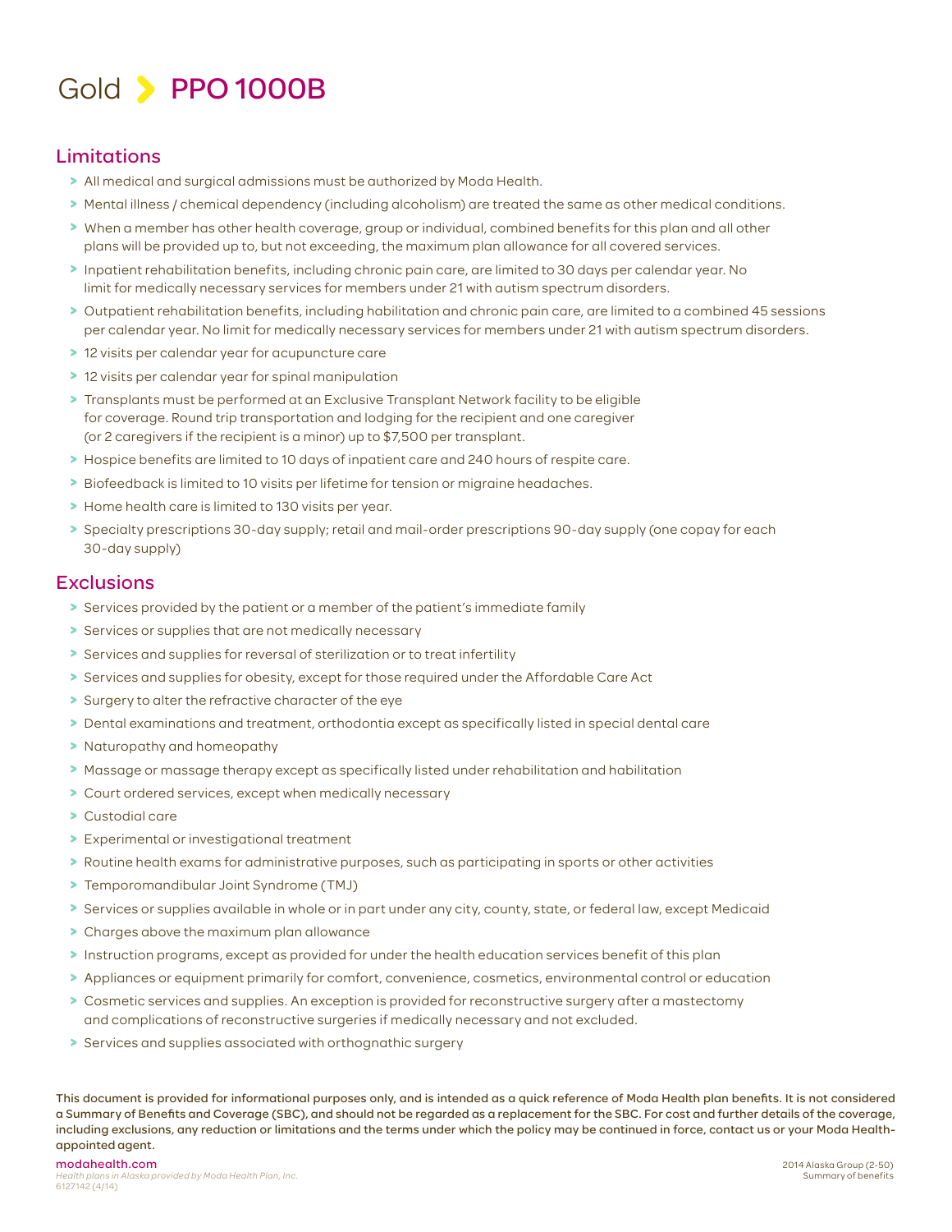# Gold > PPO 1000B

## Limitations

- All medical and surgical admissions must be authorized by Moda Health.
- Mental illness / chemical dependency (including alcoholism) are treated the same as other medical conditions.
- When a member has other health coverage, group or individual, combined benefits for this plan and all other plans will be provided up to, but not exceeding, the maximum plan allowance for all covered services.
- Inpatient rehabilitation benefits, including chronic pain care, are limited to 30 days per calendar year. No limit for medically necessary services for members under 21 with autism spectrum disorders.
- Outpatient rehabilitation benefits, including habilitation and chronic pain care, are limited to a combined 45 sessions per calendar year. No limit for medically necessary services for members under 21 with autism spectrum disorders.
- 12 visits per calendar year for acupuncture care
- 12 visits per calendar year for spinal manipulation
- Transplants must be performed at an Exclusive Transplant Network facility to be eligible for coverage. Round trip transportation and lodging for the recipient and one caregiver (or 2 caregivers if the recipient is a minor) up to $7,500 per transplant.
- Hospice benefits are limited to 10 days of inpatient care and 240 hours of respite care.
- Biofeedback is limited to 10 visits per lifetime for tension or migraine headaches.
- Home health care is limited to 130 visits per year.
- Specialty prescriptions 30-day supply; retail and mail-order prescriptions 90-day supply (one copay for each 30-day supply)

## Exclusions

- Services provided by the patient or a member of the patient's immediate family
- Services or supplies that are not medically necessary
- Services and supplies for reversal of sterilization or to treat infertility
- Services and supplies for obesity, except for those required under the Affordable Care Act
- Surgery to alter the refractive character of the eye
- Dental examinations and treatment, orthodontia except as specifically listed in special dental care
- Naturopathy and homeopathy
- Massage or massage therapy except as specifically listed under rehabilitation and habilitation
- Court ordered services, except when medically necessary
- Custodial care
- Experimental or investigational treatment
- Routine health exams for administrative purposes, such as participating in sports or other activities
- Temporomandibular Joint Syndrome (TMJ)
- Services or supplies available in whole or in part under any city, county, state, or federal law, except Medicaid
- Charges above the maximum plan allowance
- Instruction programs, except as provided for under the health education services benefit of this plan
- Appliances or equipment primarily for comfort, convenience, cosmetics, environmental control or education
- Cosmetic services and supplies. An exception is provided for reconstructive surgery after a mastectomy and complications of reconstructive surgeries if medically necessary and not excluded.
- Services and supplies associated with orthognathic surgery

**This document is provided for informational purposes only, and is intended as a quick reference of Moda Health plan benefits. It is not considered a Summary of Benefits and Coverage (SBC), and should not be regarded as a replacement for the SBC. For cost and further details of the coverage, including exclusions, any reduction or limitations and the terms under which the policy may be continued in force, contact us or your Moda Health-appointed agent.**

**modahealth.com**
*Health plans in Alaska provided by Moda Health Plan, Inc.*
6127142 (4/14)

2014 Alaska Group (2-50)
Summary of benefits